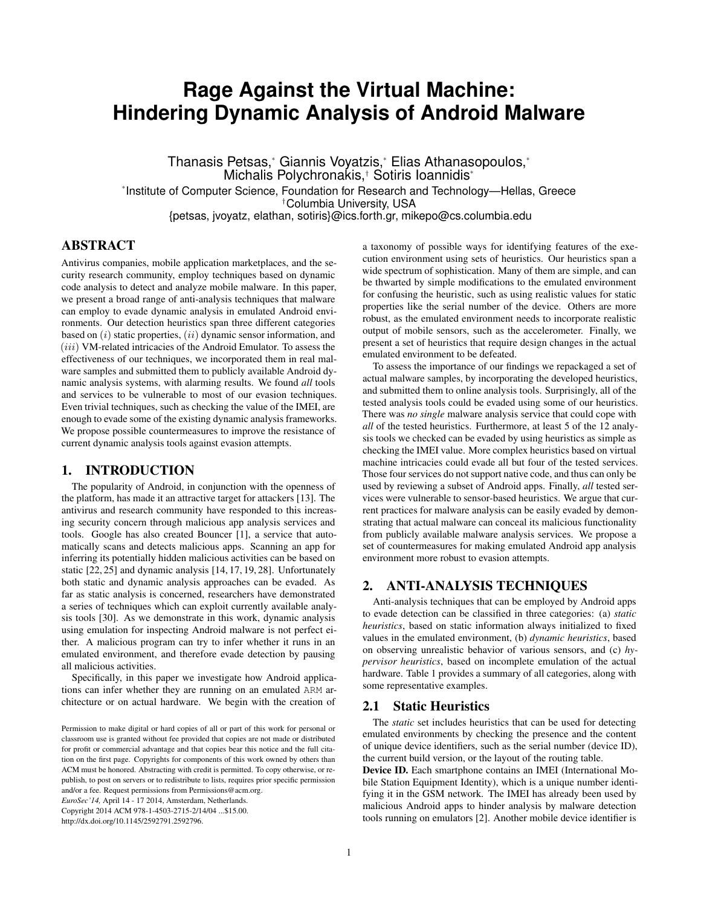# Rage Against the Virtual Machine: Hindering Dynamic Analysis of Android Malware

Thanasis Petsas,* Giannis Voyatzis,* Elias Athanasopoulos,*
Michalis Polychronakis,† Sotiris Ioannidis*

*Institute of Computer Science, Foundation for Research and Technology—Hellas, Greece
†Columbia University, USA
{petsas, jvoyatz, elathan, sotiris}@ics.forth.gr, mikepo@cs.columbia.edu

## ABSTRACT

Antivirus companies, mobile application marketplaces, and the security research community, employ techniques based on dynamic code analysis to detect and analyze mobile malware. In this paper, we present a broad range of anti-analysis techniques that malware can employ to evade dynamic analysis in emulated Android environments. Our detection heuristics span three different categories based on $(i)$ static properties, $(ii)$ dynamic sensor information, and $(iii)$ VM-related intricacies of the Android Emulator. To assess the effectiveness of our techniques, we incorporated them in real malware samples and submitted them to publicly available Android dynamic analysis systems, with alarming results. We found *all* tools and services to be vulnerable to most of our evasion techniques. Even trivial techniques, such as checking the value of the IMEI, are enough to evade some of the existing dynamic analysis frameworks. We propose possible countermeasures to improve the resistance of current dynamic analysis tools against evasion attempts.

## 1. INTRODUCTION

The popularity of Android, in conjunction with the openness of the platform, has made it an attractive target for attackers [13]. The antivirus and research community have responded to this increasing security concern through malicious app analysis services and tools. Google has also created Bouncer [1], a service that automatically scans and detects malicious apps. Scanning an app for inferring its potentially hidden malicious activities can be based on static [22, 25] and dynamic analysis [14, 17, 19, 28]. Unfortunately both static and dynamic analysis approaches can be evaded. As far as static analysis is concerned, researchers have demonstrated a series of techniques which can exploit currently available analysis tools [30]. As we demonstrate in this work, dynamic analysis using emulation for inspecting Android malware is not perfect either. A malicious program can try to infer whether it runs in an emulated environment, and therefore evade detection by pausing all malicious activities.

Specifically, in this paper we investigate how Android applications can infer whether they are running on an emulated ARM architecture or on actual hardware. We begin with the creation of a taxonomy of possible ways for identifying features of the execution environment using sets of heuristics. Our heuristics span a wide spectrum of sophistication. Many of them are simple, and can be thwarted by simple modifications to the emulated environment for confusing the heuristic, such as using realistic values for static properties like the serial number of the device. Others are more robust, as the emulated environment needs to incorporate realistic output of mobile sensors, such as the accelerometer. Finally, we present a set of heuristics that require design changes in the actual emulated environment to be defeated.

To assess the importance of our findings we repackaged a set of actual malware samples, by incorporating the developed heuristics, and submitted them to online analysis tools. Surprisingly, all of the tested analysis tools could be evaded using some of our heuristics. There was *no single* malware analysis service that could cope with *all* of the tested heuristics. Furthermore, at least 5 of the 12 analysis tools we checked can be evaded by using heuristics as simple as checking the IMEI value. More complex heuristics based on virtual machine intricacies could evade all but four of the tested services. Those four services do not support native code, and thus can only be used by reviewing a subset of Android apps. Finally, *all* tested services were vulnerable to sensor-based heuristics. We argue that current practices for malware analysis can be easily evaded by demonstrating that actual malware can conceal its malicious functionality from publicly available malware analysis services. We propose a set of countermeasures for making emulated Android app analysis environment more robust to evasion attempts.

## 2. ANTI-ANALYSIS TECHNIQUES

Anti-analysis techniques that can be employed by Android apps to evade detection can be classified in three categories: (a) *static heuristics*, based on static information always initialized to fixed values in the emulated environment, (b) *dynamic heuristics*, based on observing unrealistic behavior of various sensors, and (c) *hypervisor heuristics*, based on incomplete emulation of the actual hardware. Table 1 provides a summary of all categories, along with some representative examples.

### 2.1 Static Heuristics

The *static* set includes heuristics that can be used for detecting emulated environments by checking the presence and the content of unique device identifiers, such as the serial number (device ID), the current build version, or the layout of the routing table.

**Device ID.** Each smartphone contains an IMEI (International Mobile Station Equipment Identity), which is a unique number identifying it in the GSM network. The IMEI has already been used by malicious Android apps to hinder analysis by malware detection tools running on emulators [2]. Another mobile device identifier is

Permission to make digital or hard copies of all or part of this work for personal or classroom use is granted without fee provided that copies are not made or distributed for profit or commercial advantage and that copies bear this notice and the full citation on the first page. Copyrights for components of this work owned by others than ACM must be honored. Abstracting with credit is permitted. To copy otherwise, or republish, to post on servers or to redistribute to lists, requires prior specific permission and/or a fee. Request permissions from Permissions@acm.org.
*EuroSec'14,* April 14 - 17 2014, Amsterdam, Netherlands.
Copyright 2014 ACM 978-1-4503-2715-2/14/04 ...$15.00.
http://dx.doi.org/10.1145/2592791.2592796.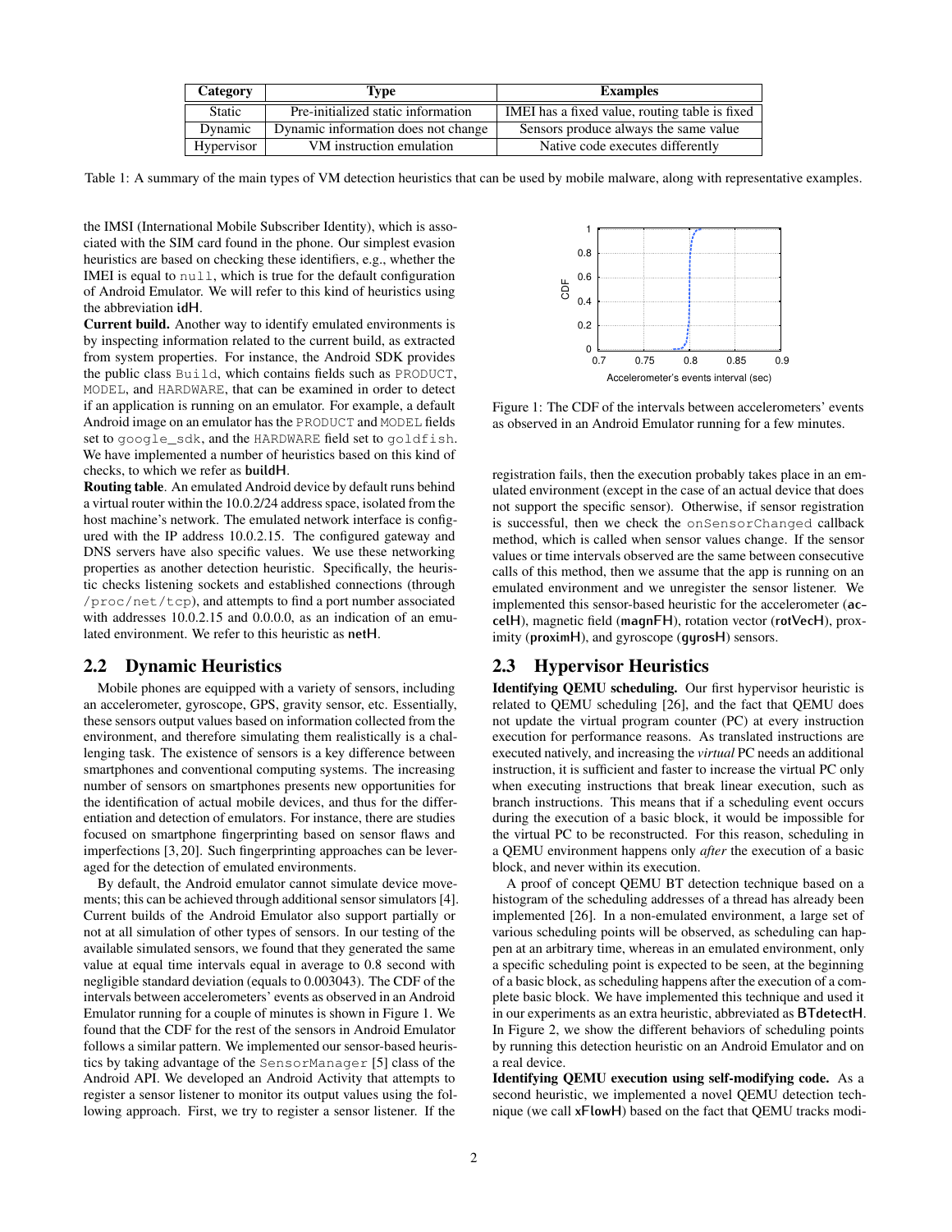| Category | Type | Examples |
|---|---|---|
| Static | Pre-initialized static information | IMEI has a fixed value, routing table is fixed |
| Dynamic | Dynamic information does not change | Sensors produce always the same value |
| Hypervisor | VM instruction emulation | Native code executes differently |

Table 1: A summary of the main types of VM detection heuristics that can be used by mobile malware, along with representative examples.

the IMSI (International Mobile Subscriber Identity), which is associated with the SIM card found in the phone. Our simplest evasion heuristics are based on checking these identifiers, e.g., whether the IMEI is equal to `null`, which is true for the default configuration of Android Emulator. We will refer to this kind of heuristics using the abbreviation **idH**.

**Current build.** Another way to identify emulated environments is by inspecting information related to the current build, as extracted from system properties. For instance, the Android SDK provides the public class `Build`, which contains fields such as `PRODUCT`, `MODEL`, and `HARDWARE`, that can be examined in order to detect if an application is running on an emulator. For example, a default Android image on an emulator has the `PRODUCT` and `MODEL` fields set to `google_sdk`, and the `HARDWARE` field set to `goldfish`. We have implemented a number of heuristics based on this kind of checks, to which we refer as **buildH**.

**Routing table**. An emulated Android device by default runs behind a virtual router within the 10.0.2/24 address space, isolated from the host machine's network. The emulated network interface is configured with the IP address 10.0.2.15. The configured gateway and DNS servers have also specific values. We use these networking properties as another detection heuristic. Specifically, the heuristic checks listening sockets and established connections (through `/proc/net/tcp`), and attempts to find a port number associated with addresses 10.0.2.15 and 0.0.0.0, as an indication of an emulated environment. We refer to this heuristic as **netH**.

## 2.2 Dynamic Heuristics

Mobile phones are equipped with a variety of sensors, including an accelerometer, gyroscope, GPS, gravity sensor, etc. Essentially, these sensors output values based on information collected from the environment, and therefore simulating them realistically is a challenging task. The existence of sensors is a key difference between smartphones and conventional computing systems. The increasing number of sensors on smartphones presents new opportunities for the identification of actual mobile devices, and thus for the differentiation and detection of emulators. For instance, there are studies focused on smartphone fingerprinting based on sensor flaws and imperfections [3,20]. Such fingerprinting approaches can be leveraged for the detection of emulated environments.

By default, the Android emulator cannot simulate device movements; this can be achieved through additional sensor simulators [4]. Current builds of the Android Emulator also support partially or not at all simulation of other types of sensors. In our testing of the available simulated sensors, we found that they generated the same value at equal time intervals equal in average to 0.8 second with negligible standard deviation (equals to 0.003043). The CDF of the intervals between accelerometers' events as observed in an Android Emulator running for a couple of minutes is shown in Figure 1. We found that the CDF for the rest of the sensors in Android Emulator follows a similar pattern. We implemented our sensor-based heuristics by taking advantage of the `SensorManager` [5] class of the Android API. We developed an Android Activity that attempts to register a sensor listener to monitor its output values using the following approach. First, we try to register a sensor listener. If the registration fails, then the execution probably takes place in an emulated environment (except in the case of an actual device that does not support the specific sensor). Otherwise, if sensor registration is successful, then we check the `onSensorChanged` callback method, which is called when sensor values change. If the sensor values or time intervals observed are the same between consecutive calls of this method, then we assume that the app is running on an emulated environment and we unregister the sensor listener. We implemented this sensor-based heuristic for the accelerometer (**accelH**), magnetic field (**magnFH**), rotation vector (**rotVecH**), proximity (**proximH**), and gyroscope (**gyrosH**) sensors.

Figure 1: The CDF of the intervals between accelerometers' events as observed in an Android Emulator running for a few minutes.

## 2.3 Hypervisor Heuristics

**Identifying QEMU scheduling.** Our first hypervisor heuristic is related to QEMU scheduling [26], and the fact that QEMU does not update the virtual program counter (PC) at every instruction execution for performance reasons. As translated instructions are executed natively, and increasing the *virtual* PC needs an additional instruction, it is sufficient and faster to increase the virtual PC only when executing instructions that break linear execution, such as branch instructions. This means that if a scheduling event occurs during the execution of a basic block, it would be impossible for the virtual PC to be reconstructed. For this reason, scheduling in a QEMU environment happens only *after* the execution of a basic block, and never within its execution.

A proof of concept QEMU BT detection technique based on a histogram of the scheduling addresses of a thread has already been implemented [26]. In a non-emulated environment, a large set of various scheduling points will be observed, as scheduling can happen at an arbitrary time, whereas in an emulated environment, only a specific scheduling point is expected to be seen, at the beginning of a basic block, as scheduling happens after the execution of a complete basic block. We have implemented this technique and used it in our experiments as an extra heuristic, abbreviated as **BTdetectH**. In Figure 2, we show the different behaviors of scheduling points by running this detection heuristic on an Android Emulator and on a real device.

**Identifying QEMU execution using self-modifying code.** As a second heuristic, we implemented a novel QEMU detection technique (we call **xFlowH**) based on the fact that QEMU tracks modi-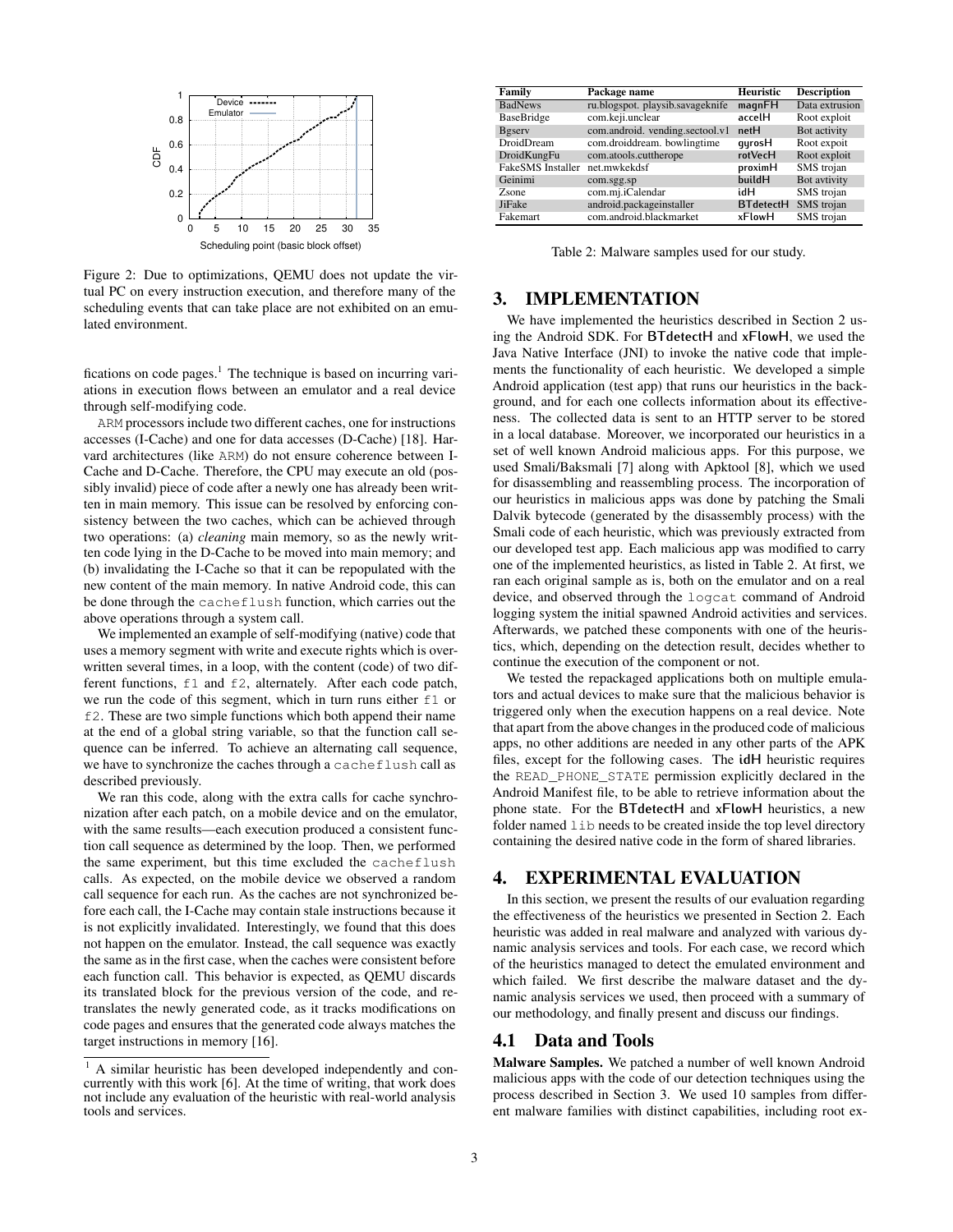1
Device
Emulator
0.8
0.6
CDF
0.4
0.2
0
0 5 10 15 20 25 30 35
Scheduling point (basic block offset)

Figure 2: Due to optimizations, QEMU does not update the virtual PC on every instruction execution, and therefore many of the scheduling events that can take place are not exhibited on an emulated environment.

fications on code pages.[1] The technique is based on incurring variations in execution flows between an emulator and a real device through self-modifying code.

ARM processors include two different caches, one for instructions accesses (I-Cache) and one for data accesses (D-Cache) [18]. Harvard architectures (like ARM) do not ensure coherence between I-Cache and D-Cache. Therefore, the CPU may execute an old (possibly invalid) piece of code after a newly one has already been written in main memory. This issue can be resolved by enforcing consistency between the two caches, which can be achieved through two operations: (a) *cleaning* main memory, so as the newly written code lying in the D-Cache to be moved into main memory; and (b) invalidating the I-Cache so that it can be repopulated with the new content of the main memory. In native Android code, this can be done through the `cacheflush` function, which carries out the above operations through a system call.

We implemented an example of self-modifying (native) code that uses a memory segment with write and execute rights which is overwritten several times, in a loop, with the content (code) of two different functions, `f1` and `f2`, alternately. After each code patch, we run the code of this segment, which in turn runs either `f1` or `f2`. These are two simple functions which both append their name at the end of a global string variable, so that the function call sequence can be inferred. To achieve an alternating call sequence, we have to synchronize the caches through a `cacheflush` call as described previously.

We ran this code, along with the extra calls for cache synchronization after each patch, on a mobile device and on the emulator, with the same results—each execution produced a consistent function call sequence as determined by the loop. Then, we performed the same experiment, but this time excluded the `cacheflush` calls. As expected, on the mobile device we observed a random call sequence for each run. As the caches are not synchronized before each call, the I-Cache may contain stale instructions because it is not explicitly invalidated. Interestingly, we found that this does not happen on the emulator. Instead, the call sequence was exactly the same as in the first case, when the caches were consistent before each function call. This behavior is expected, as QEMU discards its translated block for the previous version of the code, and retranslates the newly generated code, as it tracks modifications on code pages and ensures that the generated code always matches the target instructions in memory [16].

[1] A similar heuristic has been developed independently and concurrently with this work [6]. At the time of writing, that work does not include any evaluation of the heuristic with real-world analysis tools and services.

| Family | Package name | Heuristic | Description |
|---|---|---|---|
| BadNews | ru.blogspot. playsib.savageknife | magnFH | Data extrusion |
| BaseBridge | com.keji.unclear | accelH | Root exploit |
| Bgserv | com.android. vending.sectool.v1 | netH | Bot activity |
| DroidDream | com.droiddream. bowlingtime | gyrosH | Root expoit |
| DroidKungFu | com.atools.cuttherope | rotVecH | Root exploit |
| FakeSMS Installer | net.mwkekdsf | proximH | SMS trojan |
| Geinimi | com.sgg.sp | buildH | Bot avtivity |
| Zsone | com.mj.iCalendar | idH | SMS trojan |
| JiFake | android.packageinstaller | BTdetectH | SMS trojan |
| Fakemart | com.android.blackmarket | xFlowH | SMS trojan |

Table 2: Malware samples used for our study.

# 3. IMPLEMENTATION

We have implemented the heuristics described in Section 2 using the Android SDK. For BTdetectH and xFlowH, we used the Java Native Interface (JNI) to invoke the native code that implements the functionality of each heuristic. We developed a simple Android application (test app) that runs our heuristics in the background, and for each one collects information about its effectiveness. The collected data is sent to an HTTP server to be stored in a local database. Moreover, we incorporated our heuristics in a set of well known Android malicious apps. For this purpose, we used Smali/Baksmali [7] along with Apktool [8], which we used for disassembling and reassembling process. The incorporation of our heuristics in malicious apps was done by patching the Smali Dalvik bytecode (generated by the disassembly process) with the Smali code of each heuristic, which was previously extracted from our developed test app. Each malicious app was modified to carry one of the implemented heuristics, as listed in Table 2. At first, we ran each original sample as is, both on the emulator and on a real device, and observed through the `logcat` command of Android logging system the initial spawned Android activities and services. Afterwards, we patched these components with one of the heuristics, which, depending on the detection result, decides whether to continue the execution of the component or not.

We tested the repackaged applications both on multiple emulators and actual devices to make sure that the malicious behavior is triggered only when the execution happens on a real device. Note that apart from the above changes in the produced code of malicious apps, no other additions are needed in any other parts of the APK files, except for the following cases. The idH heuristic requires the `READ_PHONE_STATE` permission explicitly declared in the Android Manifest file, to be able to retrieve information about the phone state. For the BTdetectH and xFlowH heuristics, a new folder named `lib` needs to be created inside the top level directory containing the desired native code in the form of shared libraries.

# 4. EXPERIMENTAL EVALUATION

In this section, we present the results of our evaluation regarding the effectiveness of the heuristics we presented in Section 2. Each heuristic was added in real malware and analyzed with various dynamic analysis services and tools. For each case, we record which of the heuristics managed to detect the emulated environment and which failed. We first describe the malware dataset and the dynamic analysis services we used, then proceed with a summary of our methodology, and finally present and discuss our findings.

## 4.1 Data and Tools

**Malware Samples.** We patched a number of well known Android malicious apps with the code of our detection techniques using the process described in Section 3. We used 10 samples from different malware families with distinct capabilities, including root ex-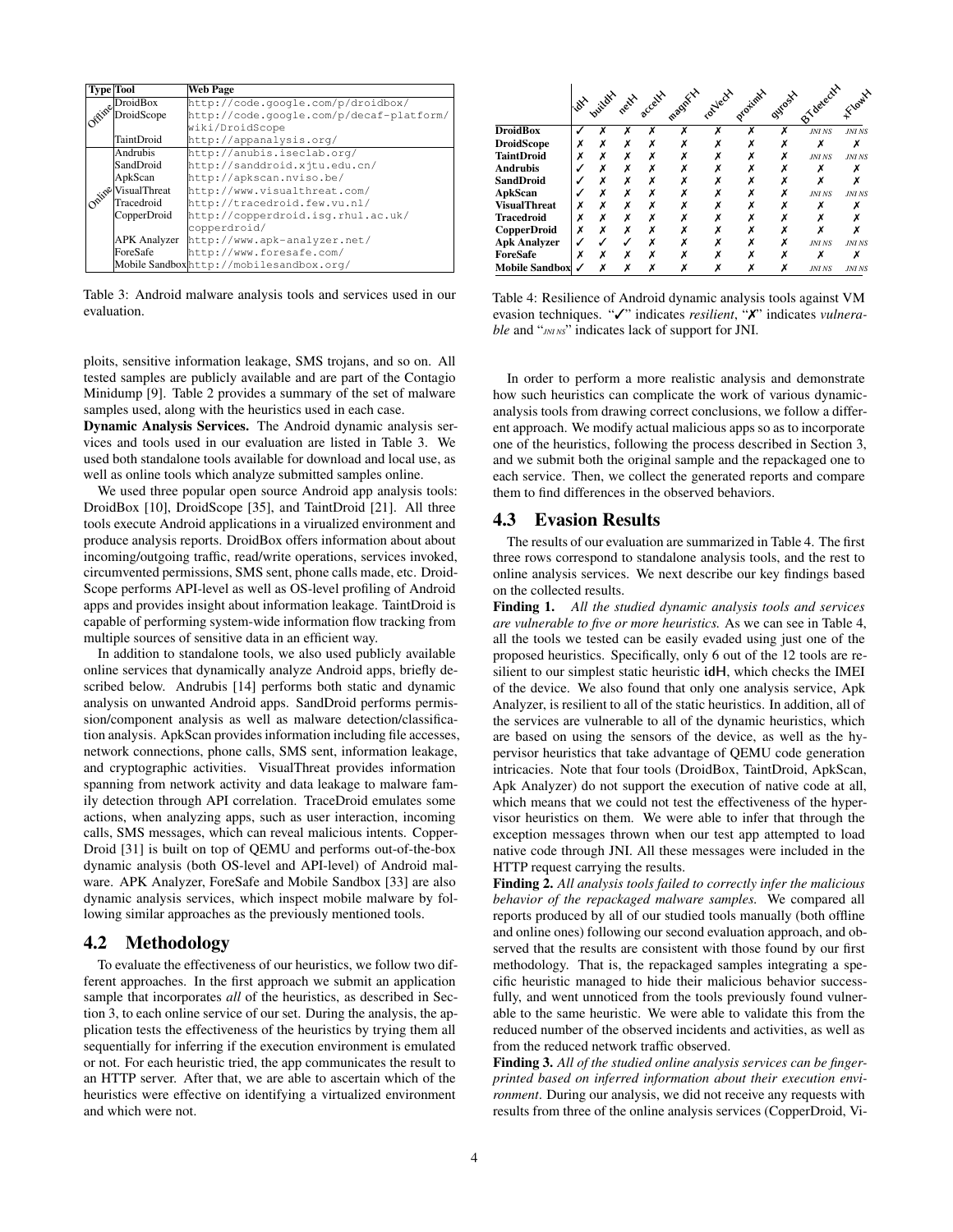| Type | Tool | Web Page |
|---|---|---|
| Offline | DroidBox | http://code.google.com/p/droidbox/ |
| | DroidScope | http://code.google.com/p/decaf-platform/wiki/DroidScope |
| | TaintDroid | http://appanalysis.org/ |
| Online | Andrubis | http://anubis.iseclab.org/ |
| | SandDroid | http://sanddroid.xjtu.edu.cn/ |
| | ApkScan | http://apkscan.nviso.be/ |
| | VisualThreat | http://www.visualthreat.com/ |
| | Tracedroid | http://tracedroid.few.vu.nl/ |
| | CopperDroid | http://copperdroid.isg.rhul.ac.uk/copperdroid/ |
| | APK Analyzer | http://www.apk-analyzer.net/ |
| | ForeSafe | http://www.foresafe.com/ |
| | Mobile Sandbox | http://mobilesandbox.org/ |

Table 3: Android malware analysis tools and services used in our evaluation.

| | idH | buildH | netH | accelH | magnFH | rotVecH | proximH | gyrosH | BTdetectH | xFlowH |
|---|---|---|---|---|---|---|---|---|---|---|
| **DroidBox** | ✓ | ✗ | ✗ | ✗ | ✗ | ✗ | ✗ | ✗ | *JNI NS* | *JNI NS* |
| **DroidScope** | ✗ | ✗ | ✗ | ✗ | ✗ | ✗ | ✗ | ✗ | ✗ | ✗ |
| **TaintDroid** | ✗ | ✗ | ✗ | ✗ | ✗ | ✗ | ✗ | ✗ | *JNI NS* | *JNI NS* |
| **Andrubis** | ✓ | ✗ | ✗ | ✗ | ✗ | ✗ | ✗ | ✗ | ✗ | ✗ |
| **SandDroid** | ✓ | ✗ | ✗ | ✗ | ✗ | ✗ | ✗ | ✗ | ✗ | ✗ |
| **ApkScan** | ✓ | ✗ | ✗ | ✗ | ✗ | ✗ | ✗ | ✗ | *JNI NS* | *JNI NS* |
| **VisualThreat** | ✗ | ✗ | ✗ | ✗ | ✗ | ✗ | ✗ | ✗ | ✗ | ✗ |
| **Tracedroid** | ✗ | ✗ | ✗ | ✗ | ✗ | ✗ | ✗ | ✗ | ✗ | ✗ |
| **CopperDroid** | ✗ | ✗ | ✗ | ✗ | ✗ | ✗ | ✗ | ✗ | ✗ | ✗ |
| **Apk Analyzer** | ✓ | ✓ | ✓ | ✗ | ✗ | ✗ | ✗ | ✗ | *JNI NS* | *JNI NS* |
| **ForeSafe** | ✗ | ✗ | ✗ | ✗ | ✗ | ✗ | ✗ | ✗ | ✗ | ✗ |
| **Mobile Sandbox** | ✓ | ✗ | ✗ | ✗ | ✗ | ✗ | ✗ | ✗ | *JNI NS* | *JNI NS* |

Table 4: Resilience of Android dynamic analysis tools against VM evasion techniques. "✓" indicates *resilient*, "✗" indicates *vulnerable* and "*JNI NS*" indicates lack of support for JNI.

ploits, sensitive information leakage, SMS trojans, and so on. All tested samples are publicly available and are part of the Contagio Minidump [9]. Table 2 provides a summary of the set of malware samples used, along with the heuristics used in each case.

**Dynamic Analysis Services.** The Android dynamic analysis services and tools used in our evaluation are listed in Table 3. We used both standalone tools available for download and local use, as well as online tools which analyze submitted samples online.

We used three popular open source Android app analysis tools: DroidBox [10], DroidScope [35], and TaintDroid [21]. All three tools execute Android applications in a virualized environment and produce analysis reports. DroidBox offers information about about incoming/outgoing traffic, read/write operations, services invoked, circumvented permissions, SMS sent, phone calls made, etc. DroidScope performs API-level as well as OS-level profiling of Android apps and provides insight about information leakage. TaintDroid is capable of performing system-wide information flow tracking from multiple sources of sensitive data in an efficient way.

In addition to standalone tools, we also used publicly available online services that dynamically analyze Android apps, briefly described below. Andrubis [14] performs both static and dynamic analysis on unwanted Android apps. SandDroid performs permission/component analysis as well as malware detection/classification analysis. ApkScan provides information including file accesses, network connections, phone calls, SMS sent, information leakage, and cryptographic activities. VisualThreat provides information spanning from network activity and data leakage to malware family detection through API correlation. TraceDroid emulates some actions, when analyzing apps, such as user interaction, incoming calls, SMS messages, which can reveal malicious intents. CopperDroid [31] is built on top of QEMU and performs out-of-the-box dynamic analysis (both OS-level and API-level) of Android malware. APK Analyzer, ForeSafe and Mobile Sandbox [33] are also dynamic analysis services, which inspect mobile malware by following similar approaches as the previously mentioned tools.

## 4.2 Methodology

To evaluate the effectiveness of our heuristics, we follow two different approaches. In the first approach we submit an application sample that incorporates *all* of the heuristics, as described in Section 3, to each online service of our set. During the analysis, the application tests the effectiveness of the heuristics by trying them all sequentially for inferring if the execution environment is emulated or not. For each heuristic tried, the app communicates the result to an HTTP server. After that, we are able to ascertain which of the heuristics were effective on identifying a virtualized environment and which were not.

In order to perform a more realistic analysis and demonstrate how such heuristics can complicate the work of various dynamic-analysis tools from drawing correct conclusions, we follow a different approach. We modify actual malicious apps so as to incorporate one of the heuristics, following the process described in Section 3, and we submit both the original sample and the repackaged one to each service. Then, we collect the generated reports and compare them to find differences in the observed behaviors.

## 4.3 Evasion Results

The results of our evaluation are summarized in Table 4. The first three rows correspond to standalone analysis tools, and the rest to online analysis services. We next describe our key findings based on the collected results.

**Finding 1.** *All the studied dynamic analysis tools and services are vulnerable to five or more heuristics.* As we can see in Table 4, all the tools we tested can be easily evaded using just one of the proposed heuristics. Specifically, only 6 out of the 12 tools are resilient to our simplest static heuristic idH, which checks the IMEI of the device. We also found that only one analysis service, Apk Analyzer, is resilient to all of the static heuristics. In addition, all of the services are vulnerable to all of the dynamic heuristics, which are based on using the sensors of the device, as well as the hypervisor heuristics that take advantage of QEMU code generation intricacies. Note that four tools (DroidBox, TaintDroid, ApkScan, Apk Analyzer) do not support the execution of native code at all, which means that we could not test the effectiveness of the hypervisor heuristics on them. We were able to infer that through the exception messages thrown when our test app attempted to load native code through JNI. All these messages were included in the HTTP request carrying the results.

**Finding 2.** *All analysis tools failed to correctly infer the malicious behavior of the repackaged malware samples.* We compared all reports produced by all of our studied tools manually (both offline and online ones) following our second evaluation approach, and observed that the results are consistent with those found by our first methodology. That is, the repackaged samples integrating a specific heuristic managed to hide their malicious behavior successfully, and went unnoticed from the tools previously found vulnerable to the same heuristic. We were able to validate this from the reduced number of the observed incidents and activities, as well as from the reduced network traffic observed.

**Finding 3.** *All of the studied online analysis services can be fingerprinted based on inferred information about their execution environment*. During our analysis, we did not receive any requests with results from three of the online analysis services (CopperDroid, Vi-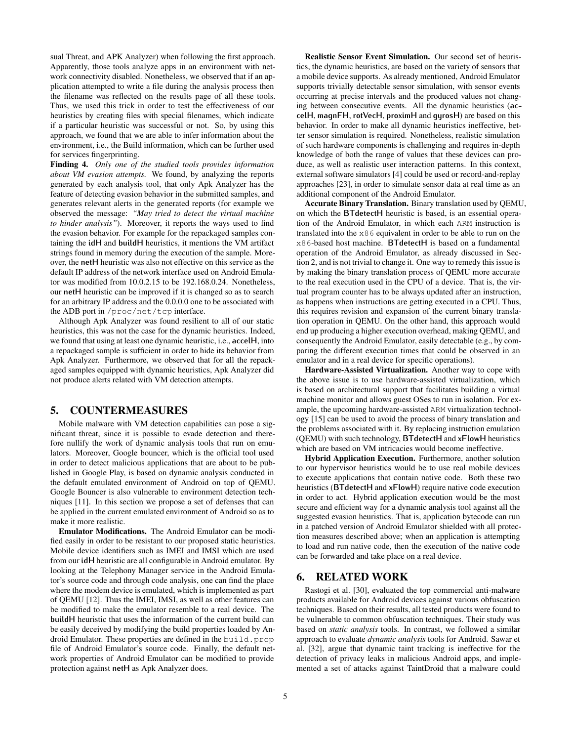sual Threat, and APK Analyzer) when following the first approach. Apparently, those tools analyze apps in an environment with network connectivity disabled. Nonetheless, we observed that if an application attempted to write a file during the analysis process then the filename was reflected on the results page of all these tools. Thus, we used this trick in order to test the effectiveness of our heuristics by creating files with special filenames, which indicate if a particular heuristic was successful or not. So, by using this approach, we found that we are able to infer information about the environment, i.e., the Build information, which can be further used for services fingerprinting.

**Finding 4.** *Only one of the studied tools provides information about VM evasion attempts.* We found, by analyzing the reports generated by each analysis tool, that only Apk Analyzer has the feature of detecting evasion behavior in the submitted samples, and generates relevant alerts in the generated reports (for example we observed the message: *"May tried to detect the virtual machine to hinder analysis"*). Moreover, it reports the ways used to find the evasion behavior. For example for the repackaged samples containing the **idH** and **buildH** heuristics, it mentions the VM artifact strings found in memory during the execution of the sample. Moreover, the **netH** heuristic was also not effective on this service as the default IP address of the network interface used on Android Emulator was modified from 10.0.2.15 to be 192.168.0.24. Nonetheless, our **netH** heuristic can be improved if it is changed so as to search for an arbitrary IP address and the 0.0.0.0 one to be associated with the ADB port in `/proc/net/tcp` interface.

Although Apk Analyzer was found resilient to all of our static heuristics, this was not the case for the dynamic heuristics. Indeed, we found that using at least one dynamic heuristic, i.e., **accelH**, into a repackaged sample is sufficient in order to hide its behavior from Apk Analyzer. Furthermore, we observed that for all the repackaged samples equipped with dynamic heuristics, Apk Analyzer did not produce alerts related with VM detection attempts.

## 5. COUNTERMEASURES

Mobile malware with VM detection capabilities can pose a significant threat, since it is possible to evade detection and therefore nullify the work of dynamic analysis tools that run on emulators. Moreover, Google bouncer, which is the official tool used in order to detect malicious applications that are about to be published in Google Play, is based on dynamic analysis conducted in the default emulated environment of Android on top of QEMU. Google Bouncer is also vulnerable to environment detection techniques [11]. In this section we propose a set of defenses that can be applied in the current emulated environment of Android so as to make it more realistic.

**Emulator Modifications.** The Android Emulator can be modified easily in order to be resistant to our proposed static heuristics. Mobile device identifiers such as IMEI and IMSI which are used from our **idH** heuristic are all configurable in Android emulator. By looking at the Telephony Manager service in the Android Emulator's source code and through code analysis, one can find the place where the modem device is emulated, which is implemented as part of QEMU [12]. Thus the IMEI, IMSI, as well as other features can be modified to make the emulator resemble to a real device. The **buildH** heuristic that uses the information of the current build can be easily deceived by modifying the build properties loaded by Android Emulator. These properties are defined in the `build.prop` file of Android Emulator's source code. Finally, the default network properties of Android Emulator can be modified to provide protection against **netH** as Apk Analyzer does.

**Realistic Sensor Event Simulation.** Our second set of heuristics, the dynamic heuristics, are based on the variety of sensors that a mobile device supports. As already mentioned, Android Emulator supports trivially detectable sensor simulation, with sensor events occurring at precise intervals and the produced values not changing between consecutive events. All the dynamic heuristics (**accelH**, **magnFH**, **rotVecH**, **proximH** and **gyrosH**) are based on this behavior. In order to make all dynamic heuristics ineffective, better sensor simulation is required. Nonetheless, realistic simulation of such hardware components is challenging and requires in-depth knowledge of both the range of values that these devices can produce, as well as realistic user interaction patterns. In this context, external software simulators [4] could be used or record-and-replay approaches [23], in order to simulate sensor data at real time as an additional component of the Android Emulator.

**Accurate Binary Translation.** Binary translation used by QEMU, on which the **BTdetectH** heuristic is based, is an essential operation of the Android Emulator, in which each ARM instruction is translated into the `x86` equivalent in order to be able to run on the `x86`-based host machine. **BTdetectH** is based on a fundamental operation of the Android Emulator, as already discussed in Section 2, and is not trivial to change it. One way to remedy this issue is by making the binary translation process of QEMU more accurate to the real execution used in the CPU of a device. That is, the virtual program counter has to be always updated after an instruction, as happens when instructions are getting executed in a CPU. Thus, this requires revision and expansion of the current binary translation operation in QEMU. On the other hand, this approach would end up producing a higher execution overhead, making QEMU, and consequently the Android Emulator, easily detectable (e.g., by comparing the different execution times that could be observed in an emulator and in a real device for specific operations).

**Hardware-Assisted Virtualization.** Another way to cope with the above issue is to use hardware-assisted virtualization, which is based on architectural support that facilitates building a virtual machine monitor and allows guest OSes to run in isolation. For example, the upcoming hardware-assisted ARM virtualization technology [15] can be used to avoid the process of binary translation and the problems associated with it. By replacing instruction emulation (QEMU) with such technology, **BTdetectH** and **xFlowH** heuristics which are based on VM intricacies would become ineffective.

**Hybrid Application Execution.** Furthermore, another solution to our hypervisor heuristics would be to use real mobile devices to execute applications that contain native code. Both these two heuristics (**BTdetectH** and **xFlowH**) require native code execution in order to act. Hybrid application execution would be the most secure and efficient way for a dynamic analysis tool against all the suggested evasion heuristics. That is, application bytecode can run in a patched version of Android Emulator shielded with all protection measures described above; when an application is attempting to load and run native code, then the execution of the native code can be forwarded and take place on a real device.

## 6. RELATED WORK

Rastogi et al. [30], evaluated the top commercial anti-malware products available for Android devices against various obfuscation techniques. Based on their results, all tested products were found to be vulnerable to common obfuscation techniques. Their study was based on *static analysis* tools. In contrast, we followed a similar approach to evaluate *dynamic analysis* tools for Android. Sawar et al. [32], argue that dynamic taint tracking is ineffective for the detection of privacy leaks in malicious Android apps, and implemented a set of attacks against TaintDroid that a malware could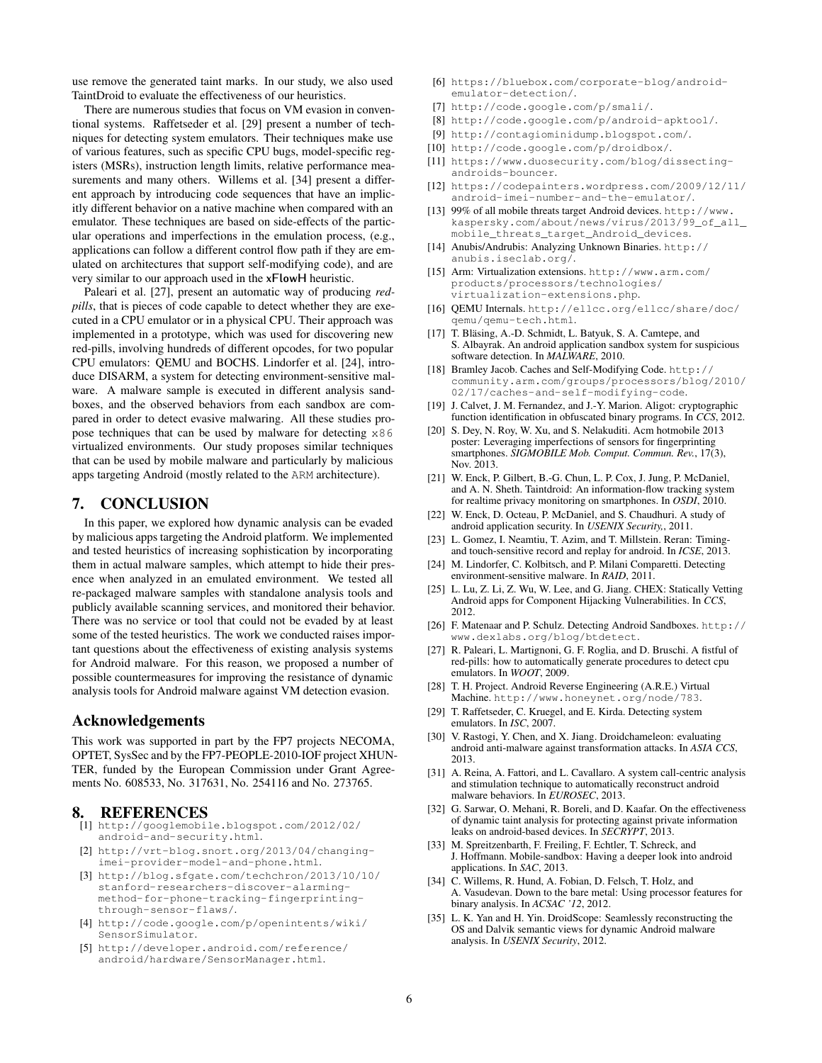use remove the generated taint marks. In our study, we also used TaintDroid to evaluate the effectiveness of our heuristics.

There are numerous studies that focus on VM evasion in conventional systems. Raffetseder et al. [29] present a number of techniques for detecting system emulators. Their techniques make use of various features, such as specific CPU bugs, model-specific registers (MSRs), instruction length limits, relative performance measurements and many others. Willems et al. [34] present a different approach by introducing code sequences that have an implicitly different behavior on a native machine when compared with an emulator. These techniques are based on side-effects of the particular operations and imperfections in the emulation process, (e.g., applications can follow a different control flow path if they are emulated on architectures that support self-modifying code), and are very similar to our approach used in the xFlowH heuristic.

Paleari et al. [27], present an automatic way of producing *red-pills*, that is pieces of code capable to detect whether they are executed in a CPU emulator or in a physical CPU. Their approach was implemented in a prototype, which was used for discovering new red-pills, involving hundreds of different opcodes, for two popular CPU emulators: QEMU and BOCHS. Lindorfer et al. [24], introduce DISARM, a system for detecting environment-sensitive malware. A malware sample is executed in different analysis sandboxes, and the observed behaviors from each sandbox are compared in order to detect evasive malwaring. All these studies propose techniques that can be used by malware for detecting x86 virtualized environments. Our study proposes similar techniques that can be used by mobile malware and particularly by malicious apps targeting Android (mostly related to the ARM architecture).

# 7. CONCLUSION

In this paper, we explored how dynamic analysis can be evaded by malicious apps targeting the Android platform. We implemented and tested heuristics of increasing sophistication by incorporating them in actual malware samples, which attempt to hide their presence when analyzed in an emulated environment. We tested all re-packaged malware samples with standalone analysis tools and publicly available scanning services, and monitored their behavior. There was no service or tool that could not be evaded by at least some of the tested heuristics. The work we conducted raises important questions about the effectiveness of existing analysis systems for Android malware. For this reason, we proposed a number of possible countermeasures for improving the resistance of dynamic analysis tools for Android malware against VM detection evasion.

## Acknowledgements

This work was supported in part by the FP7 projects NECOMA, OPTET, SysSec and by the FP7-PEOPLE-2010-IOF project XHUNTER, funded by the European Commission under Grant Agreements No. 608533, No. 317631, No. 254116 and No. 273765.

# 8. REFERENCES

[1] http://googlemobile.blogspot.com/2012/02/android-and-security.html.

[2] http://vrt-blog.snort.org/2013/04/changing-imei-provider-model-and-phone.html.

[3] http://blog.sfgate.com/techchron/2013/10/10/stanford-researchers-discover-alarming-method-for-phone-tracking-fingerprinting-through-sensor-flaws/.

[4] http://code.google.com/p/openintents/wiki/SensorSimulator.

[5] http://developer.android.com/reference/android/hardware/SensorManager.html.

[6] https://bluebox.com/corporate-blog/android-emulator-detection/.

[7] http://code.google.com/p/smali/.

[8] http://code.google.com/p/android-apktool/.

[9] http://contagiominidump.blogspot.com/.

[10] http://code.google.com/p/droidbox/.

[11] https://www.duosecurity.com/blog/dissecting-androids-bouncer.

[12] https://codepainters.wordpress.com/2009/12/11/android-imei-number-and-the-emulator/.

[13] 99% of all mobile threats target Android devices. http://www.kaspersky.com/about/news/virus/2013/99_of_all_mobile_threats_target_Android_devices.

[14] Anubis/Andrubis: Analyzing Unknown Binaries. http://anubis.iseclab.org/.

[15] Arm: Virtualization extensions. http://www.arm.com/products/processors/technologies/virtualization-extensions.php.

[16] QEMU Internals. http://ellcc.org/ellcc/share/doc/qemu/qemu-tech.html.

[17] T. Bläsing, A.-D. Schmidt, L. Batyuk, S. A. Camtepe, and S. Albayrak. An android application sandbox system for suspicious software detection. In *MALWARE*, 2010.

[18] Bramley Jacob. Caches and Self-Modifying Code. http://community.arm.com/groups/processors/blog/2010/02/17/caches-and-self-modifying-code.

[19] J. Calvet, J. M. Fernandez, and J.-Y. Marion. Aligot: cryptographic function identification in obfuscated binary programs. In *CCS*, 2012.

[20] S. Dey, N. Roy, W. Xu, and S. Nelakuditi. Acm hotmobile 2013 poster: Leveraging imperfections of sensors for fingerprinting smartphones. *SIGMOBILE Mob. Comput. Commun. Rev.*, 17(3), Nov. 2013.

[21] W. Enck, P. Gilbert, B.-G. Chun, L. P. Cox, J. Jung, P. McDaniel, and A. N. Sheth. Taintdroid: An information-flow tracking system for realtime privacy monitoring on smartphones. In *OSDI*, 2010.

[22] W. Enck, D. Octeau, P. McDaniel, and S. Chaudhuri. A study of android application security. In *USENIX Security,*, 2011.

[23] L. Gomez, I. Neamtiu, T. Azim, and T. Millstein. Reran: Timing- and touch-sensitive record and replay for android. In *ICSE*, 2013.

[24] M. Lindorfer, C. Kolbitsch, and P. Milani Comparetti. Detecting environment-sensitive malware. In *RAID*, 2011.

[25] L. Lu, Z. Li, Z. Wu, W. Lee, and G. Jiang. CHEX: Statically Vetting Android apps for Component Hijacking Vulnerabilities. In *CCS*, 2012.

[26] F. Matenaar and P. Schulz. Detecting Android Sandboxes. http://www.dexlabs.org/blog/btdetect.

[27] R. Paleari, L. Martignoni, G. F. Roglia, and D. Bruschi. A fistful of red-pills: how to automatically generate procedures to detect cpu emulators. In *WOOT*, 2009.

[28] T. H. Project. Android Reverse Engineering (A.R.E.) Virtual Machine. http://www.honeynet.org/node/783.

[29] T. Raffetseder, C. Kruegel, and E. Kirda. Detecting system emulators. In *ISC*, 2007.

[30] V. Rastogi, Y. Chen, and X. Jiang. Droidchameleon: evaluating android anti-malware against transformation attacks. In *ASIA CCS*, 2013.

[31] A. Reina, A. Fattori, and L. Cavallaro. A system call-centric analysis and stimulation technique to automatically reconstruct android malware behaviors. In *EUROSEC*, 2013.

[32] G. Sarwar, O. Mehani, R. Boreli, and D. Kaafar. On the effectiveness of dynamic taint analysis for protecting against private information leaks on android-based devices. In *SECRYPT*, 2013.

[33] M. Spreitzenbarth, F. Freiling, F. Echtler, T. Schreck, and J. Hoffmann. Mobile-sandbox: Having a deeper look into android applications. In *SAC*, 2013.

[34] C. Willems, R. Hund, A. Fobian, D. Felsch, T. Holz, and A. Vasudevan. Down to the bare metal: Using processor features for binary analysis. In *ACSAC '12*, 2012.

[35] L. K. Yan and H. Yin. DroidScope: Seamlessly reconstructing the OS and Dalvik semantic views for dynamic Android malware analysis. In *USENIX Security*, 2012.